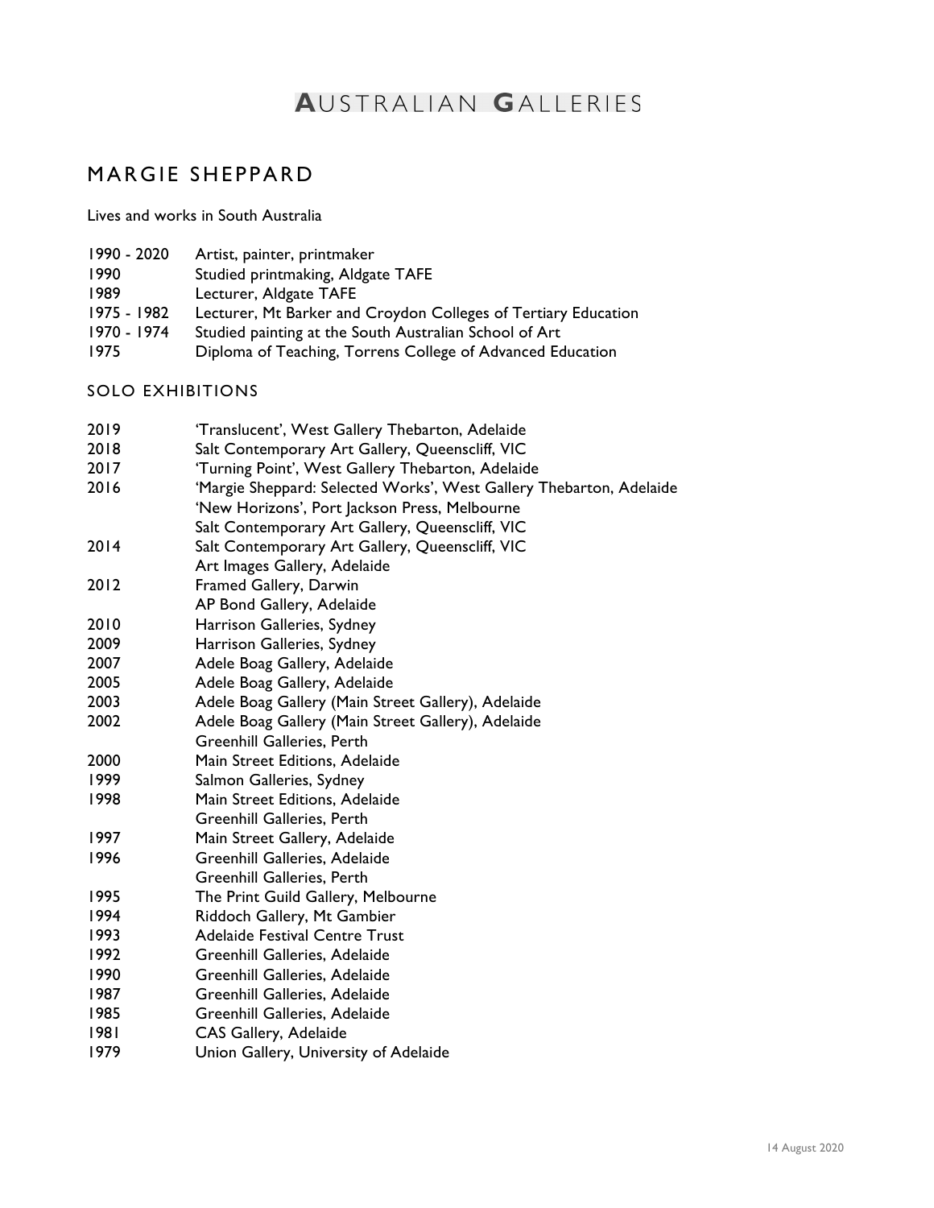# AUSTRALIAN GALLERIES

## MARGIE SHEPPARD

Lives and works in South Australia

| | |
|---|---|
| 1990 - 2020 | Artist, painter, printmaker |
| 1990 | Studied printmaking, Aldgate TAFE |
| 1989 | Lecturer, Aldgate TAFE |
| 1975 - 1982 | Lecturer, Mt Barker and Croydon Colleges of Tertiary Education |
| 1970 - 1974 | Studied painting at the South Australian School of Art |
| 1975 | Diploma of Teaching, Torrens College of Advanced Education |

### SOLO EXHIBITIONS

| | |
|---|---|
| 2019 | 'Translucent', West Gallery Thebarton, Adelaide |
| 2018 | Salt Contemporary Art Gallery, Queenscliff, VIC |
| 2017 | 'Turning Point', West Gallery Thebarton, Adelaide |
| 2016 | 'Margie Sheppard: Selected Works', West Gallery Thebarton, Adelaide |
| | 'New Horizons', Port Jackson Press, Melbourne |
| | Salt Contemporary Art Gallery, Queenscliff, VIC |
| 2014 | Salt Contemporary Art Gallery, Queenscliff, VIC |
| | Art Images Gallery, Adelaide |
| 2012 | Framed Gallery, Darwin |
| | AP Bond Gallery, Adelaide |
| 2010 | Harrison Galleries, Sydney |
| 2009 | Harrison Galleries, Sydney |
| 2007 | Adele Boag Gallery, Adelaide |
| 2005 | Adele Boag Gallery, Adelaide |
| 2003 | Adele Boag Gallery (Main Street Gallery), Adelaide |
| 2002 | Adele Boag Gallery (Main Street Gallery), Adelaide |
| | Greenhill Galleries, Perth |
| 2000 | Main Street Editions, Adelaide |
| 1999 | Salmon Galleries, Sydney |
| 1998 | Main Street Editions, Adelaide |
| | Greenhill Galleries, Perth |
| 1997 | Main Street Gallery, Adelaide |
| 1996 | Greenhill Galleries, Adelaide |
| | Greenhill Galleries, Perth |
| 1995 | The Print Guild Gallery, Melbourne |
| 1994 | Riddoch Gallery, Mt Gambier |
| 1993 | Adelaide Festival Centre Trust |
| 1992 | Greenhill Galleries, Adelaide |
| 1990 | Greenhill Galleries, Adelaide |
| 1987 | Greenhill Galleries, Adelaide |
| 1985 | Greenhill Galleries, Adelaide |
| 1981 | CAS Gallery, Adelaide |
| 1979 | Union Gallery, University of Adelaide |

14 August 2020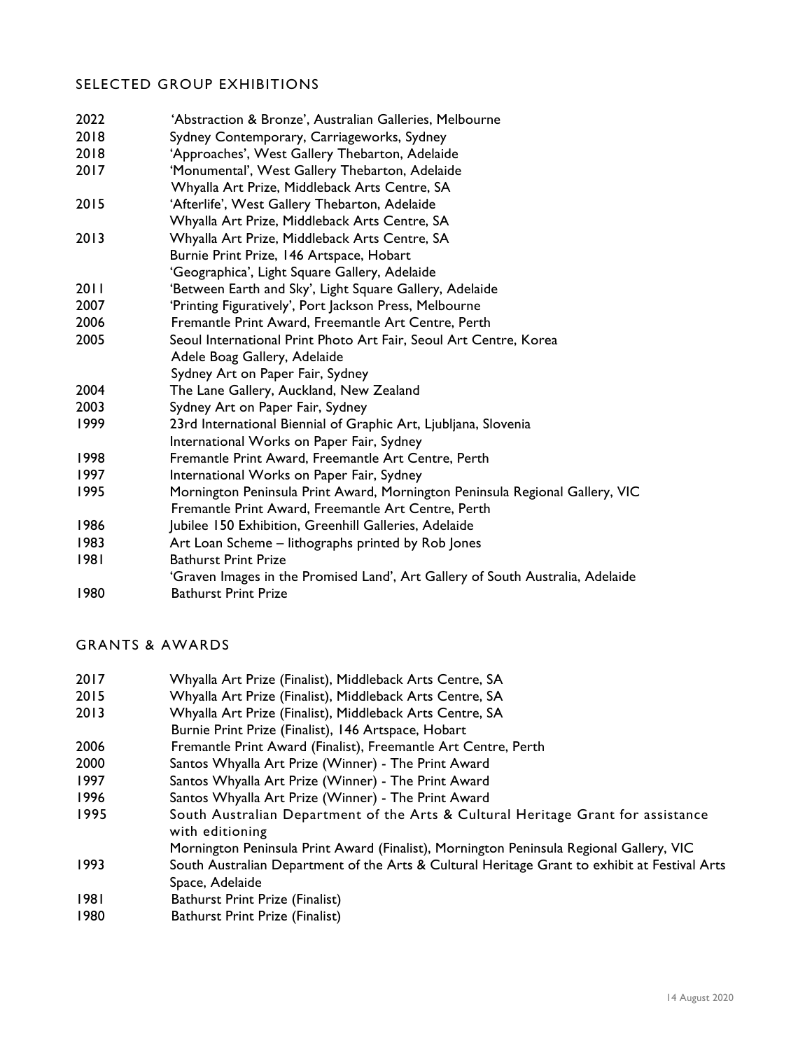## SELECTED GROUP EXHIBITIONS

| | |
|---|---|
| 2022 | 'Abstraction & Bronze', Australian Galleries, Melbourne |
| 2018 | Sydney Contemporary, Carriageworks, Sydney |
| 2018 | 'Approaches', West Gallery Thebarton, Adelaide |
| 2017 | 'Monumental', West Gallery Thebarton, Adelaide |
| | Whyalla Art Prize, Middleback Arts Centre, SA |
| 2015 | 'Afterlife', West Gallery Thebarton, Adelaide |
| | Whyalla Art Prize, Middleback Arts Centre, SA |
| 2013 | Whyalla Art Prize, Middleback Arts Centre, SA |
| | Burnie Print Prize, 146 Artspace, Hobart |
| | 'Geographica', Light Square Gallery, Adelaide |
| 2011 | 'Between Earth and Sky', Light Square Gallery, Adelaide |
| 2007 | 'Printing Figuratively', Port Jackson Press, Melbourne |
| 2006 | Fremantle Print Award, Freemantle Art Centre, Perth |
| 2005 | Seoul International Print Photo Art Fair, Seoul Art Centre, Korea |
| | Adele Boag Gallery, Adelaide |
| | Sydney Art on Paper Fair, Sydney |
| 2004 | The Lane Gallery, Auckland, New Zealand |
| 2003 | Sydney Art on Paper Fair, Sydney |
| 1999 | 23rd International Biennial of Graphic Art, Ljubljana, Slovenia |
| | International Works on Paper Fair, Sydney |
| 1998 | Fremantle Print Award, Freemantle Art Centre, Perth |
| 1997 | International Works on Paper Fair, Sydney |
| 1995 | Mornington Peninsula Print Award, Mornington Peninsula Regional Gallery, VIC |
| | Fremantle Print Award, Freemantle Art Centre, Perth |
| 1986 | Jubilee 150 Exhibition, Greenhill Galleries, Adelaide |
| 1983 | Art Loan Scheme – lithographs printed by Rob Jones |
| 1981 | Bathurst Print Prize |
| | 'Graven Images in the Promised Land', Art Gallery of South Australia, Adelaide |
| 1980 | Bathurst Print Prize |

## GRANTS & AWARDS

| | |
|---|---|
| 2017 | Whyalla Art Prize (Finalist), Middleback Arts Centre, SA |
| 2015 | Whyalla Art Prize (Finalist), Middleback Arts Centre, SA |
| 2013 | Whyalla Art Prize (Finalist), Middleback Arts Centre, SA |
| | Burnie Print Prize (Finalist), 146 Artspace, Hobart |
| 2006 | Fremantle Print Award (Finalist), Freemantle Art Centre, Perth |
| 2000 | Santos Whyalla Art Prize (Winner) - The Print Award |
| 1997 | Santos Whyalla Art Prize (Winner) - The Print Award |
| 1996 | Santos Whyalla Art Prize (Winner) - The Print Award |
| 1995 | South Australian Department of the Arts & Cultural Heritage Grant for assistance with editioning |
| | Mornington Peninsula Print Award (Finalist), Mornington Peninsula Regional Gallery, VIC |
| 1993 | South Australian Department of the Arts & Cultural Heritage Grant to exhibit at Festival Arts Space, Adelaide |
| 1981 | Bathurst Print Prize (Finalist) |
| 1980 | Bathurst Print Prize (Finalist) |

14 August 2020